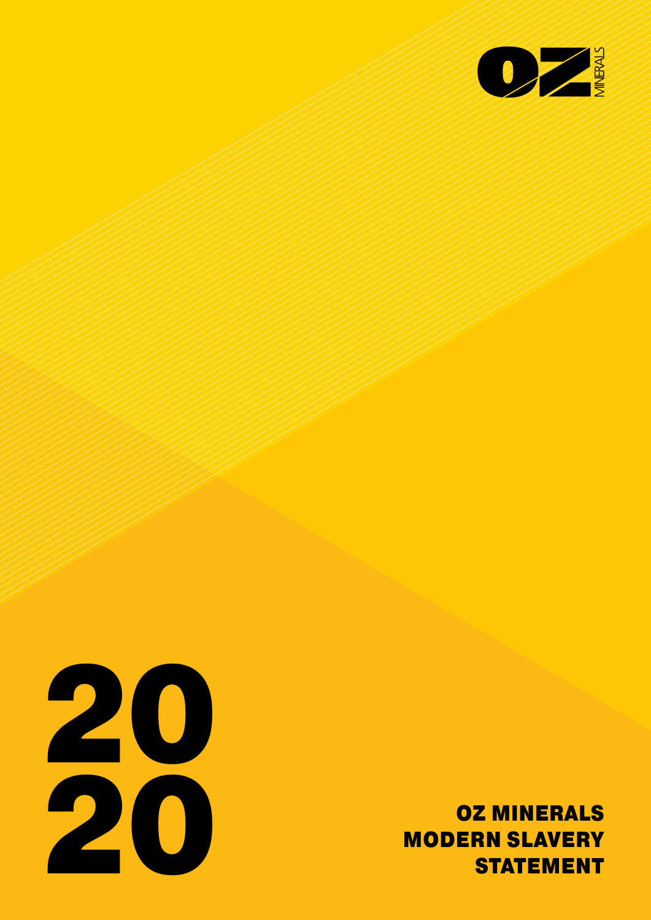OZ MINERALS

# 2020

# OZ MINERALS MODERN SLAVERY STATEMENT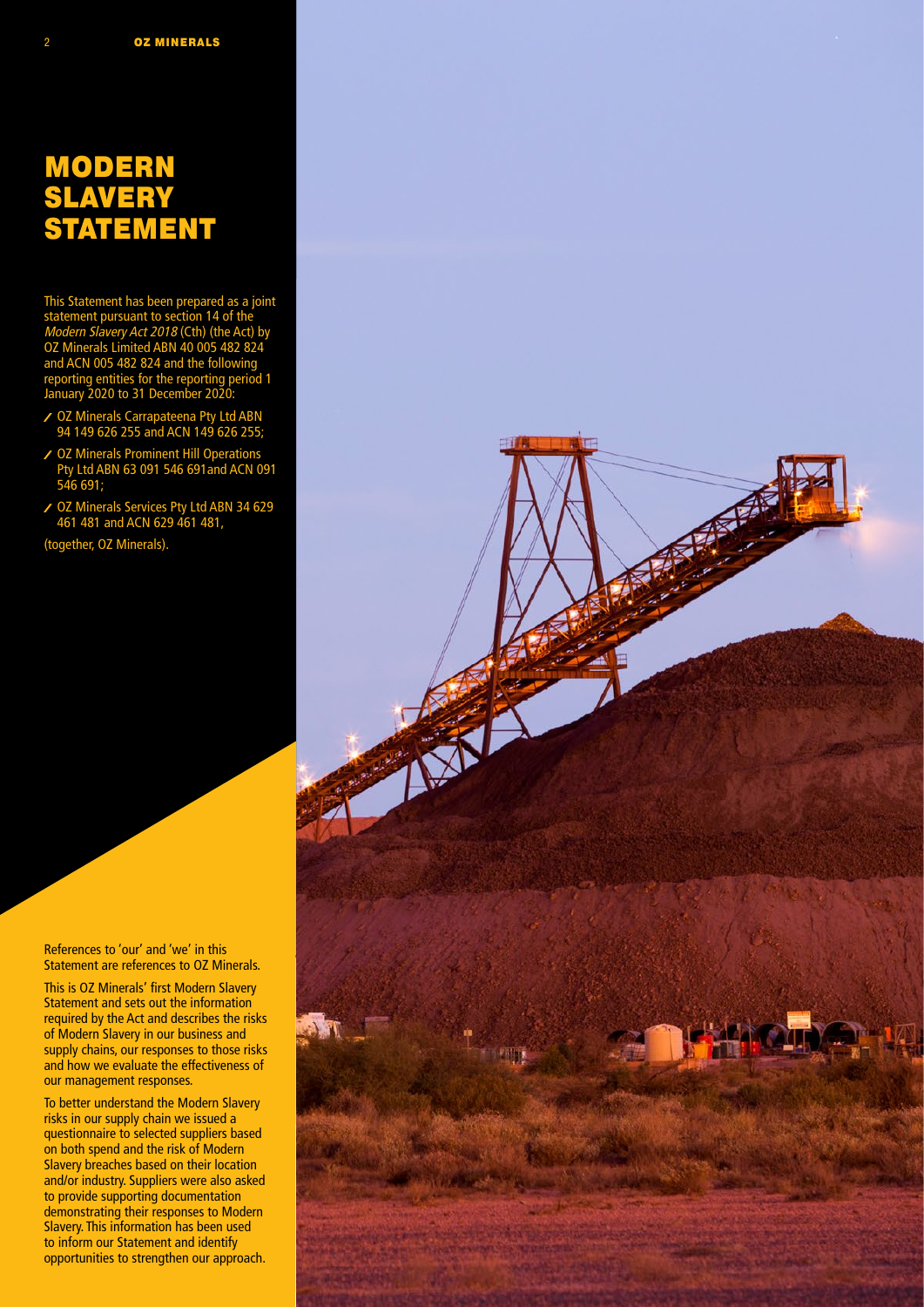# MODERN SLAVERY STATEMENT

This Statement has been prepared as a joint statement pursuant to section 14 of the *Modern Slavery Act 2018* (Cth) (the Act) by OZ Minerals Limited ABN 40 005 482 824 and ACN 005 482 824 and the following reporting entities for the reporting period 1 January 2020 to 31 December 2020:

- OZ Minerals Carrapateena Pty Ltd ABN 94 149 626 255 and ACN 149 626 255;
- OZ Minerals Prominent Hill Operations Pty Ltd ABN 63 091 546 691and ACN 091 546 691;
- OZ Minerals Services Pty Ltd ABN 34 629 461 481 and ACN 629 461 481,

(together, OZ Minerals).

References to 'our' and 'we' in this Statement are references to OZ Minerals.

This is OZ Minerals' first Modern Slavery Statement and sets out the information required by the Act and describes the risks of Modern Slavery in our business and supply chains, our responses to those risks and how we evaluate the effectiveness of our management responses.

To better understand the Modern Slavery risks in our supply chain we issued a questionnaire to selected suppliers based on both spend and the risk of Modern Slavery breaches based on their location and/or industry. Suppliers were also asked to provide supporting documentation demonstrating their responses to Modern Slavery. This information has been used to inform our Statement and identify opportunities to strengthen our approach.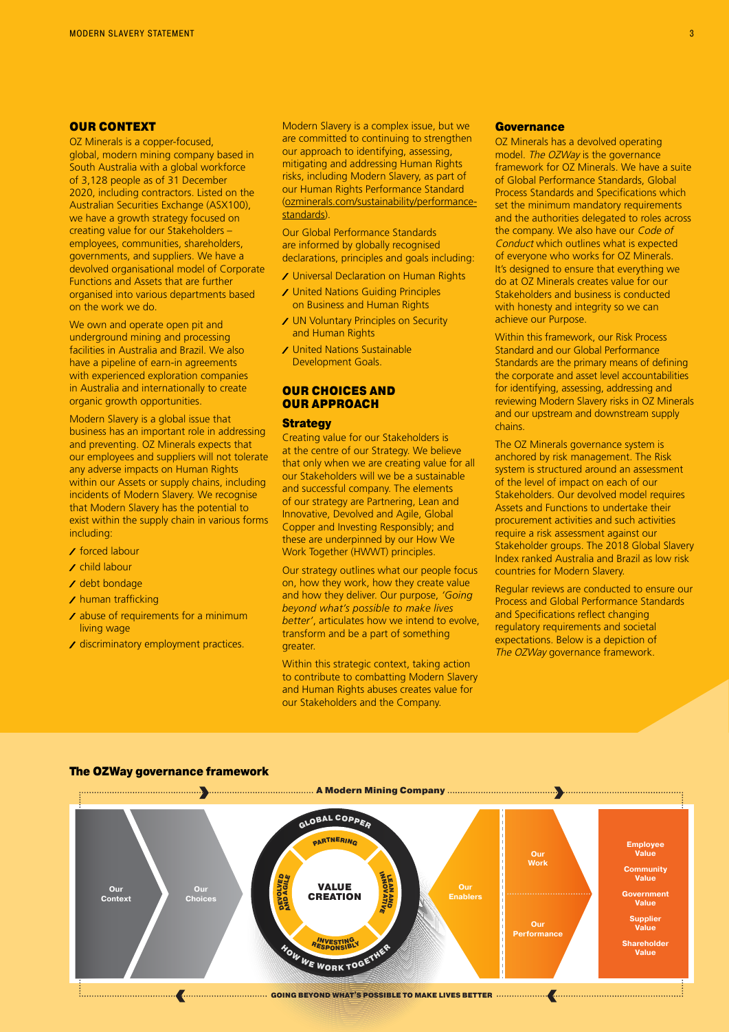## OUR CONTEXT

OZ Minerals is a copper-focused, global, modern mining company based in South Australia with a global workforce of 3,128 people as of 31 December 2020, including contractors. Listed on the Australian Securities Exchange (ASX100), we have a growth strategy focused on creating value for our Stakeholders – employees, communities, shareholders, governments, and suppliers. We have a devolved organisational model of Corporate Functions and Assets that are further organised into various departments based on the work we do.

We own and operate open pit and underground mining and processing facilities in Australia and Brazil. We also have a pipeline of earn-in agreements with experienced exploration companies in Australia and internationally to create organic growth opportunities.

Modern Slavery is a global issue that business has an important role in addressing and preventing. OZ Minerals expects that our employees and suppliers will not tolerate any adverse impacts on Human Rights within our Assets or supply chains, including incidents of Modern Slavery. We recognise that Modern Slavery has the potential to exist within the supply chain in various forms including:

- forced labour
- child labour
- debt bondage
- human trafficking
- abuse of requirements for a minimum living wage
- discriminatory employment practices.

Modern Slavery is a complex issue, but we are committed to continuing to strengthen our approach to identifying, assessing, mitigating and addressing Human Rights risks, including Modern Slavery, as part of our Human Rights Performance Standard (ozminerals.com/sustainability/performance-standards).

Our Global Performance Standards are informed by globally recognised declarations, principles and goals including:

- Universal Declaration on Human Rights
- United Nations Guiding Principles on Business and Human Rights
- UN Voluntary Principles on Security and Human Rights
- United Nations Sustainable Development Goals.

## OUR CHOICES AND OUR APPROACH

### Strategy

Creating value for our Stakeholders is at the centre of our Strategy. We believe that only when we are creating value for all our Stakeholders will we be a sustainable and successful company. The elements of our strategy are Partnering, Lean and Innovative, Devolved and Agile, Global Copper and Investing Responsibly; and these are underpinned by our How We Work Together (HWWT) principles.

Our strategy outlines what our people focus on, how they work, how they create value and how they deliver. Our purpose, *'Going beyond what's possible to make lives better'*, articulates how we intend to evolve, transform and be a part of something greater.

Within this strategic context, taking action to contribute to combatting Modern Slavery and Human Rights abuses creates value for our Stakeholders and the Company.

### Governance

OZ Minerals has a devolved operating model. *The OZWay* is the governance framework for OZ Minerals. We have a suite of Global Performance Standards, Global Process Standards and Specifications which set the minimum mandatory requirements and the authorities delegated to roles across the company. We also have our *Code of Conduct* which outlines what is expected of everyone who works for OZ Minerals. It's designed to ensure that everything we do at OZ Minerals creates value for our Stakeholders and business is conducted with honesty and integrity so we can achieve our Purpose.

Within this framework, our Risk Process Standard and our Global Performance Standards are the primary means of defining the corporate and asset level accountabilities for identifying, assessing, addressing and reviewing Modern Slavery risks in OZ Minerals and our upstream and downstream supply chains.

The OZ Minerals governance system is anchored by risk management. The Risk system is structured around an assessment of the level of impact on each of our Stakeholders. Our devolved model requires Assets and Functions to undertake their procurement activities and such activities require a risk assessment against our Stakeholder groups. The 2018 Global Slavery Index ranked Australia and Brazil as low risk countries for Modern Slavery.

Regular reviews are conducted to ensure our Process and Global Performance Standards and Specifications reflect changing regulatory requirements and societal expectations. Below is a depiction of *The OZWay* governance framework.

### The OZWay governance framework

A Modern Mining Company

Our Context → Our Choices → [Global Copper / Partnering / Lean and Innovative / Investing Responsibly / Devolved and Agile / VALUE CREATION / How We Work Together] → Our Enablers → Our Work / Our Performance → Employee Value, Community Value, Government Value, Supplier Value, Shareholder Value

GOING BEYOND WHAT'S POSSIBLE TO MAKE LIVES BETTER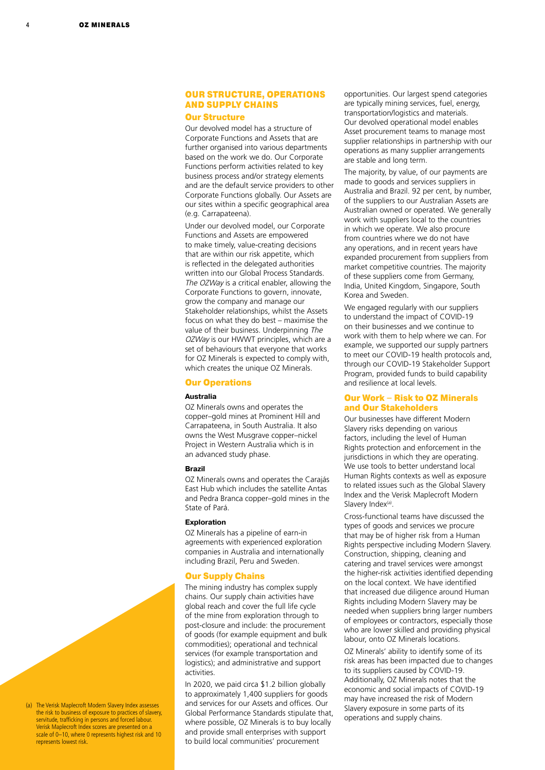## OUR STRUCTURE, OPERATIONS AND SUPPLY CHAINS

### Our Structure

Our devolved model has a structure of Corporate Functions and Assets that are further organised into various departments based on the work we do. Our Corporate Functions perform activities related to key business process and/or strategy elements and are the default service providers to other Corporate Functions globally. Our Assets are our sites within a specific geographical area (e.g. Carrapateena).

Under our devolved model, our Corporate Functions and Assets are empowered to make timely, value-creating decisions that are within our risk appetite, which is reflected in the delegated authorities written into our Global Process Standards. *The OZWay* is a critical enabler, allowing the Corporate Functions to govern, innovate, grow the company and manage our Stakeholder relationships, whilst the Assets focus on what they do best – maximise the value of their business. Underpinning *The OZWay* is our HWWT principles, which are a set of behaviours that everyone that works for OZ Minerals is expected to comply with, which creates the unique OZ Minerals.

### Our Operations

#### Australia

OZ Minerals owns and operates the copper–gold mines at Prominent Hill and Carrapateena, in South Australia. It also owns the West Musgrave copper–nickel Project in Western Australia which is in an advanced study phase.

#### Brazil

OZ Minerals owns and operates the Carajás East Hub which includes the satellite Antas and Pedra Branca copper–gold mines in the State of Pará.

#### Exploration

OZ Minerals has a pipeline of earn-in agreements with experienced exploration companies in Australia and internationally including Brazil, Peru and Sweden.

### Our Supply Chains

The mining industry has complex supply chains. Our supply chain activities have global reach and cover the full life cycle of the mine from exploration through to post-closure and include: the procurement of goods (for example equipment and bulk commodities); operational and technical services (for example transportation and logistics); and administrative and support activities.

In 2020, we paid circa $1.2 billion globally to approximately 1,400 suppliers for goods and services for our Assets and offices. Our Global Performance Standards stipulate that, where possible, OZ Minerals is to buy locally and provide small enterprises with support to build local communities' procurement opportunities. Our largest spend categories are typically mining services, fuel, energy, transportation/logistics and materials. Our devolved operational model enables Asset procurement teams to manage most supplier relationships in partnership with our operations as many supplier arrangements are stable and long term.

The majority, by value, of our payments are made to goods and services suppliers in Australia and Brazil. 92 per cent, by number, of the suppliers to our Australian Assets are Australian owned or operated. We generally work with suppliers local to the countries in which we operate. We also procure from countries where we do not have any operations, and in recent years have expanded procurement from suppliers from market competitive countries. The majority of these suppliers come from Germany, India, United Kingdom, Singapore, South Korea and Sweden.

We engaged regularly with our suppliers to understand the impact of COVID-19 on their businesses and we continue to work with them to help where we can. For example, we supported our supply partners to meet our COVID-19 health protocols and, through our COVID-19 Stakeholder Support Program, provided funds to build capability and resilience at local levels.

### Our Work – Risk to OZ Minerals and Our Stakeholders

Our businesses have different Modern Slavery risks depending on various factors, including the level of Human Rights protection and enforcement in the jurisdictions in which they are operating. We use tools to better understand local Human Rights contexts as well as exposure to related issues such as the Global Slavery Index and the Verisk Maplecroft Modern Slavery Index[a].

Cross-functional teams have discussed the types of goods and services we procure that may be of higher risk from a Human Rights perspective including Modern Slavery. Construction, shipping, cleaning and catering and travel services were amongst the higher-risk activities identified depending on the local context. We have identified that increased due diligence around Human Rights including Modern Slavery may be needed when suppliers bring larger numbers of employees or contractors, especially those who are lower skilled and providing physical labour, onto OZ Minerals locations.

OZ Minerals' ability to identify some of its risk areas has been impacted due to changes to its suppliers caused by COVID-19. Additionally, OZ Minerals notes that the economic and social impacts of COVID-19 may have increased the risk of Modern Slavery exposure in some parts of its operations and supply chains.

(a) The Verisk Maplecroft Modern Slavery Index assesses the risk to business of exposure to practices of slavery, servitude, trafficking in persons and forced labour. Verisk Maplecroft Index scores are presented on a scale of 0–10, where 0 represents highest risk and 10 represents lowest risk.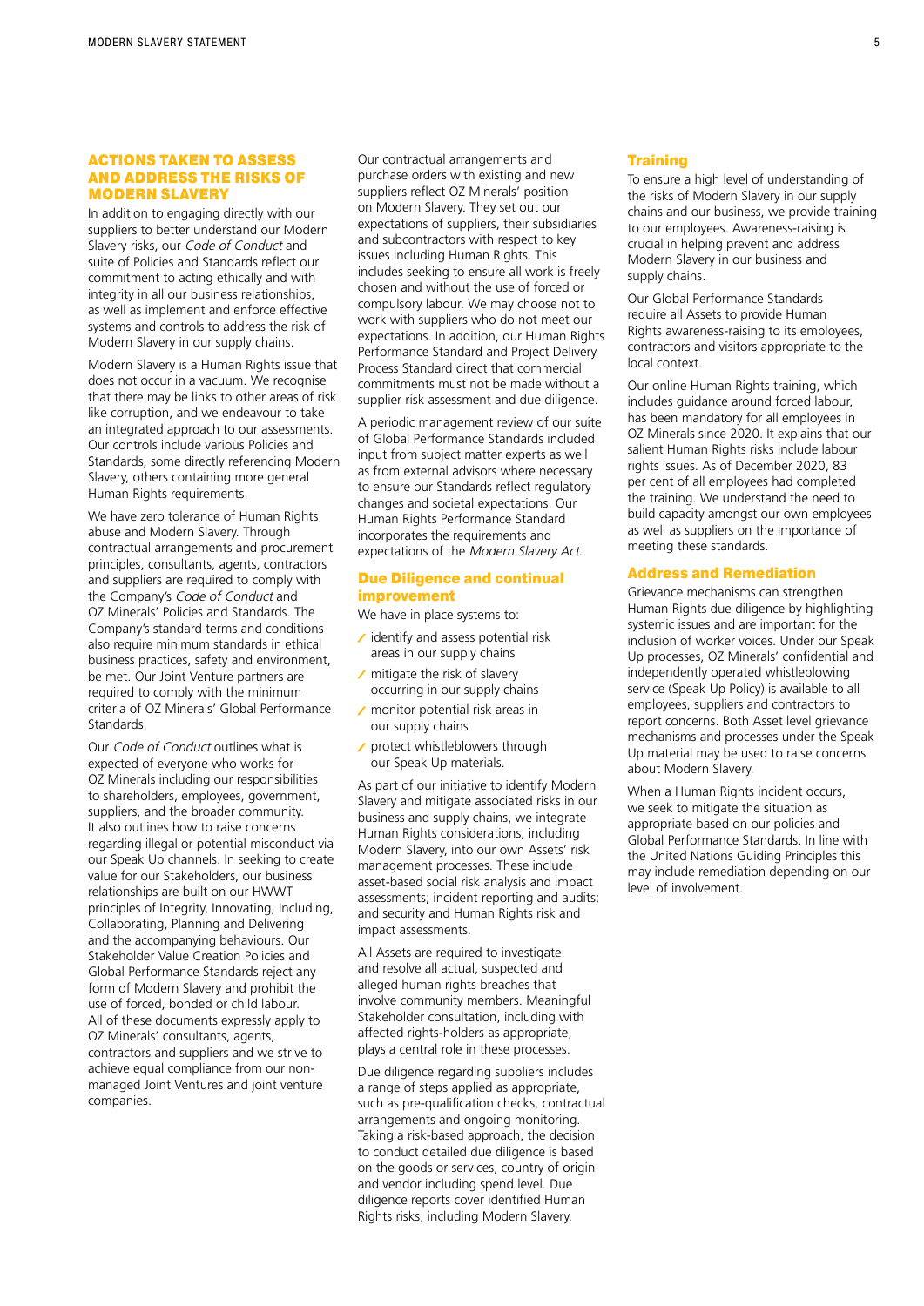## ACTIONS TAKEN TO ASSESS AND ADDRESS THE RISKS OF MODERN SLAVERY

In addition to engaging directly with our suppliers to better understand our Modern Slavery risks, our *Code of Conduct* and suite of Policies and Standards reflect our commitment to acting ethically and with integrity in all our business relationships, as well as implement and enforce effective systems and controls to address the risk of Modern Slavery in our supply chains.

Modern Slavery is a Human Rights issue that does not occur in a vacuum. We recognise that there may be links to other areas of risk like corruption, and we endeavour to take an integrated approach to our assessments. Our controls include various Policies and Standards, some directly referencing Modern Slavery, others containing more general Human Rights requirements.

We have zero tolerance of Human Rights abuse and Modern Slavery. Through contractual arrangements and procurement principles, consultants, agents, contractors and suppliers are required to comply with the Company's *Code of Conduct* and OZ Minerals' Policies and Standards. The Company's standard terms and conditions also require minimum standards in ethical business practices, safety and environment, be met. Our Joint Venture partners are required to comply with the minimum criteria of OZ Minerals' Global Performance Standards.

Our *Code of Conduct* outlines what is expected of everyone who works for OZ Minerals including our responsibilities to shareholders, employees, government, suppliers, and the broader community. It also outlines how to raise concerns regarding illegal or potential misconduct via our Speak Up channels. In seeking to create value for our Stakeholders, our business relationships are built on our HWWT principles of Integrity, Innovating, Including, Collaborating, Planning and Delivering and the accompanying behaviours. Our Stakeholder Value Creation Policies and Global Performance Standards reject any form of Modern Slavery and prohibit the use of forced, bonded or child labour. All of these documents expressly apply to OZ Minerals' consultants, agents, contractors and suppliers and we strive to achieve equal compliance from our non-managed Joint Ventures and joint venture companies.

Our contractual arrangements and purchase orders with existing and new suppliers reflect OZ Minerals' position on Modern Slavery. They set out our expectations of suppliers, their subsidiaries and subcontractors with respect to key issues including Human Rights. This includes seeking to ensure all work is freely chosen and without the use of forced or compulsory labour. We may choose not to work with suppliers who do not meet our expectations. In addition, our Human Rights Performance Standard and Project Delivery Process Standard direct that commercial commitments must not be made without a supplier risk assessment and due diligence.

A periodic management review of our suite of Global Performance Standards included input from subject matter experts as well as from external advisors where necessary to ensure our Standards reflect regulatory changes and societal expectations. Our Human Rights Performance Standard incorporates the requirements and expectations of the *Modern Slavery Act.*

### Due Diligence and continual improvement

We have in place systems to:

- identify and assess potential risk areas in our supply chains
- mitigate the risk of slavery occurring in our supply chains
- monitor potential risk areas in our supply chains
- protect whistleblowers through our Speak Up materials.

As part of our initiative to identify Modern Slavery and mitigate associated risks in our business and supply chains, we integrate Human Rights considerations, including Modern Slavery, into our own Assets' risk management processes. These include asset-based social risk analysis and impact assessments; incident reporting and audits; and security and Human Rights risk and impact assessments.

All Assets are required to investigate and resolve all actual, suspected and alleged human rights breaches that involve community members. Meaningful Stakeholder consultation, including with affected rights-holders as appropriate, plays a central role in these processes.

Due diligence regarding suppliers includes a range of steps applied as appropriate, such as pre-qualification checks, contractual arrangements and ongoing monitoring. Taking a risk-based approach, the decision to conduct detailed due diligence is based on the goods or services, country of origin and vendor including spend level. Due diligence reports cover identified Human Rights risks, including Modern Slavery.

### Training

To ensure a high level of understanding of the risks of Modern Slavery in our supply chains and our business, we provide training to our employees. Awareness-raising is crucial in helping prevent and address Modern Slavery in our business and supply chains.

Our Global Performance Standards require all Assets to provide Human Rights awareness-raising to its employees, contractors and visitors appropriate to the local context.

Our online Human Rights training, which includes guidance around forced labour, has been mandatory for all employees in OZ Minerals since 2020. It explains that our salient Human Rights risks include labour rights issues. As of December 2020, 83 per cent of all employees had completed the training. We understand the need to build capacity amongst our own employees as well as suppliers on the importance of meeting these standards.

### Address and Remediation

Grievance mechanisms can strengthen Human Rights due diligence by highlighting systemic issues and are important for the inclusion of worker voices. Under our Speak Up processes, OZ Minerals' confidential and independently operated whistleblowing service (Speak Up Policy) is available to all employees, suppliers and contractors to report concerns. Both Asset level grievance mechanisms and processes under the Speak Up material may be used to raise concerns about Modern Slavery.

When a Human Rights incident occurs, we seek to mitigate the situation as appropriate based on our policies and Global Performance Standards. In line with the United Nations Guiding Principles this may include remediation depending on our level of involvement.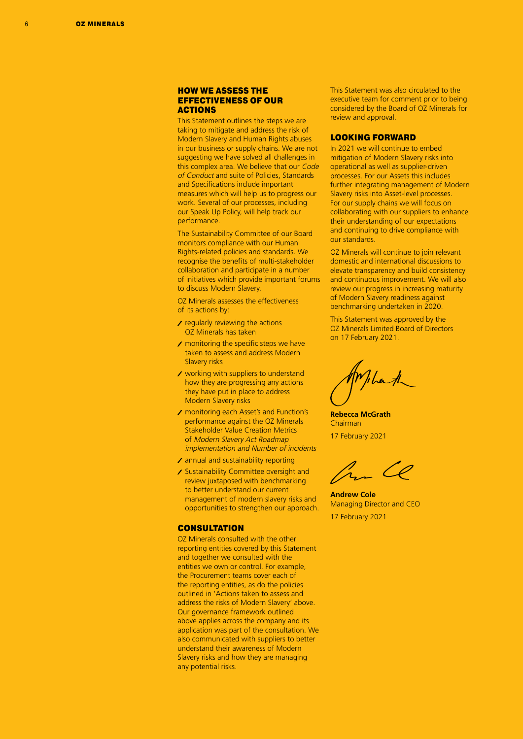## HOW WE ASSESS THE EFFECTIVENESS OF OUR ACTIONS

This Statement outlines the steps we are taking to mitigate and address the risk of Modern Slavery and Human Rights abuses in our business or supply chains. We are not suggesting we have solved all challenges in this complex area. We believe that our *Code of Conduct* and suite of Policies, Standards and Specifications include important measures which will help us to progress our work. Several of our processes, including our Speak Up Policy, will help track our performance.

The Sustainability Committee of our Board monitors compliance with our Human Rights-related policies and standards. We recognise the benefits of multi-stakeholder collaboration and participate in a number of initiatives which provide important forums to discuss Modern Slavery.

OZ Minerals assesses the effectiveness of its actions by:

- regularly reviewing the actions OZ Minerals has taken
- monitoring the specific steps we have taken to assess and address Modern Slavery risks
- working with suppliers to understand how they are progressing any actions they have put in place to address Modern Slavery risks
- monitoring each Asset's and Function's performance against the OZ Minerals Stakeholder Value Creation Metrics of *Modern Slavery Act Roadmap implementation and Number of incidents*
- annual and sustainability reporting
- Sustainability Committee oversight and review juxtaposed with benchmarking to better understand our current management of modern slavery risks and opportunities to strengthen our approach.

## CONSULTATION

OZ Minerals consulted with the other reporting entities covered by this Statement and together we consulted with the entities we own or control. For example, the Procurement teams cover each of the reporting entities, as do the policies outlined in 'Actions taken to assess and address the risks of Modern Slavery' above. Our governance framework outlined above applies across the company and its application was part of the consultation. We also communicated with suppliers to better understand their awareness of Modern Slavery risks and how they are managing any potential risks.

This Statement was also circulated to the executive team for comment prior to being considered by the Board of OZ Minerals for review and approval.

## LOOKING FORWARD

In 2021 we will continue to embed mitigation of Modern Slavery risks into operational as well as supplier-driven processes. For our Assets this includes further integrating management of Modern Slavery risks into Asset-level processes. For our supply chains we will focus on collaborating with our suppliers to enhance their understanding of our expectations and continuing to drive compliance with our standards.

OZ Minerals will continue to join relevant domestic and international discussions to elevate transparency and build consistency and continuous improvement. We will also review our progress in increasing maturity of Modern Slavery readiness against benchmarking undertaken in 2020.

This Statement was approved by the OZ Minerals Limited Board of Directors on 17 February 2021.

**Rebecca McGrath**
Chairman
17 February 2021

**Andrew Cole**
Managing Director and CEO
17 February 2021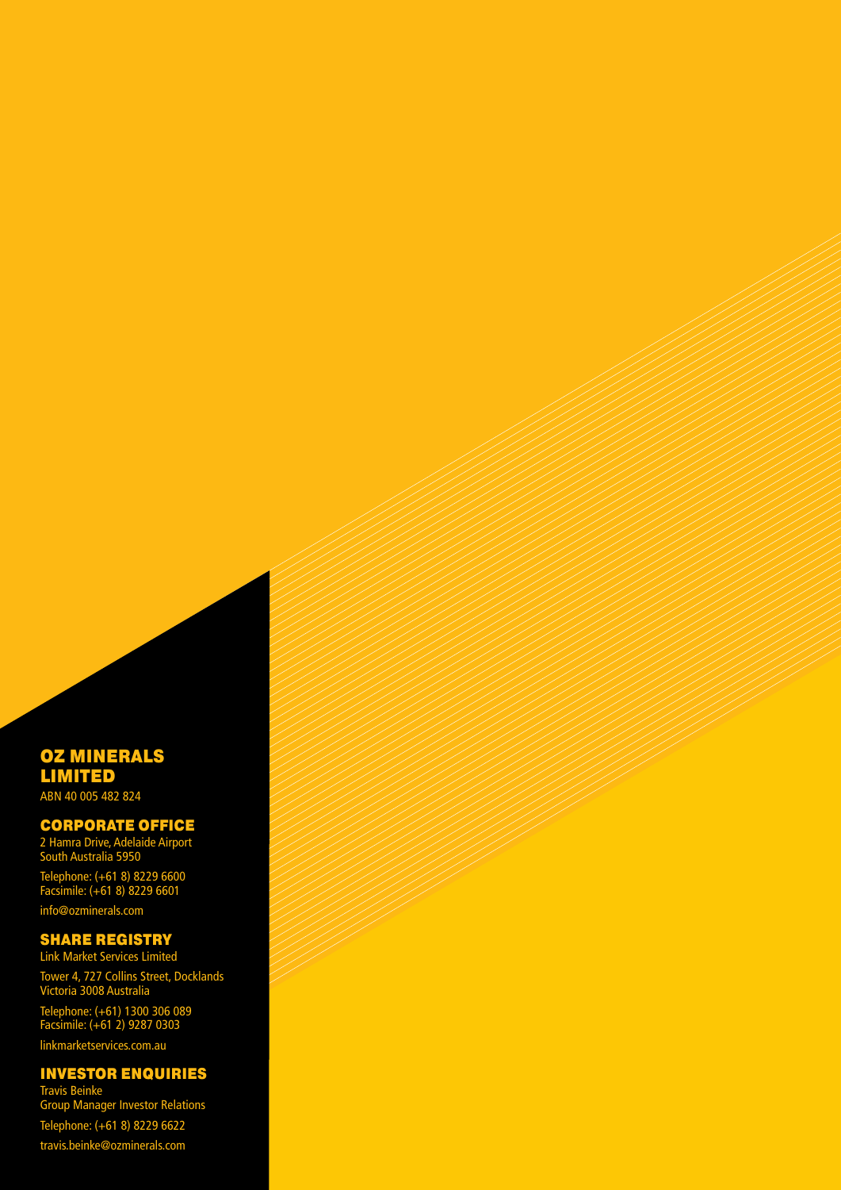## OZ MINERALS LIMITED

ABN 40 005 482 824

## CORPORATE OFFICE

2 Hamra Drive, Adelaide Airport
South Australia 5950

Telephone: (+61 8) 8229 6600
Facsimile: (+61 8) 8229 6601

info@ozminerals.com

## SHARE REGISTRY

Link Market Services Limited

Tower 4, 727 Collins Street, Docklands
Victoria 3008 Australia

Telephone: (+61) 1300 306 089
Facsimile: (+61 2) 9287 0303

linkmarketservices.com.au

## INVESTOR ENQUIRIES

Travis Beinke
Group Manager Investor Relations

Telephone: (+61 8) 8229 6622

travis.beinke@ozminerals.com